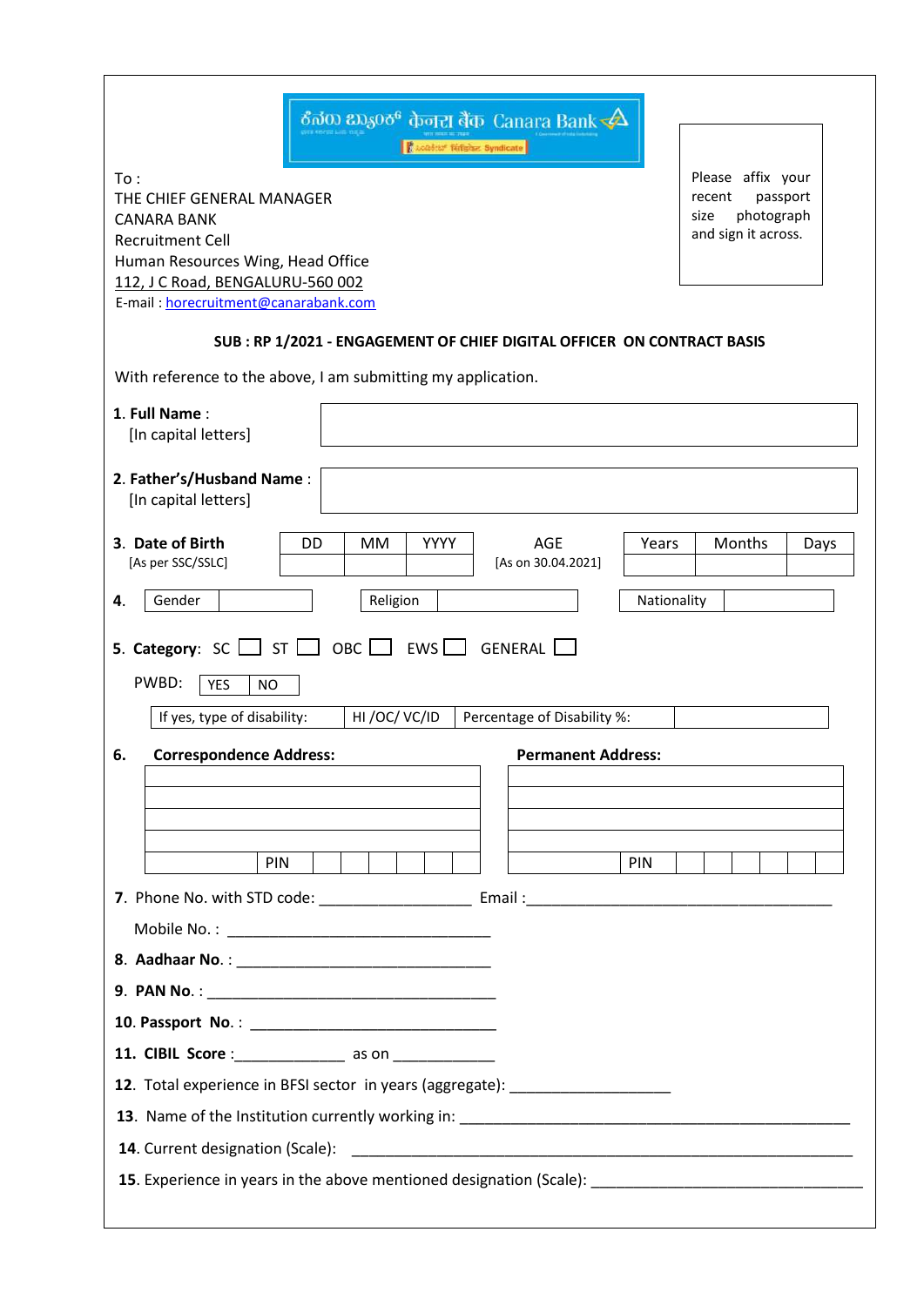ಕೆನರಾ ಬ್ಯಾಂಕ್ केनरा बैंक Canara Bank

To :
THE CHIEF GENERAL MANAGER
CANARA BANK
Recruitment Cell
Human Resources Wing, Head Office
112, J C Road, BENGALURU-560 002
E-mail : horecruitment@canarabank.com

Please affix your recent passport size photograph and sign it across.

**SUB : RP 1/2021 - ENGAGEMENT OF CHIEF DIGITAL OFFICER ON CONTRACT BASIS**

With reference to the above, I am submitting my application.

1. **Full Name** :
   [In capital letters]

2. **Father's/Husband Name** :
   [In capital letters]

3. **Date of Birth** [As per SSC/SSLC]

| DD | MM | YYYY |
|---|---|---|
| | | |

AGE [As on 30.04.2021]

| Years | Months | Days |
|---|---|---|
| | | |

4. Gender ______ Religion ______ Nationality ______

5. **Category**: SC ☐ ST ☐ OBC ☐ EWS ☐ GENERAL ☐

   PWBD: YES / NO

   If yes, type of disability: HI /OC/ VC/ID | Percentage of Disability %:

6. **Correspondence Address:** | **Permanent Address:**

| Correspondence Address | Permanent Address |
|---|---|
| | |
| | |
| | |
| PIN | PIN |

7. Phone No. with STD code: __________________ Email :______________________________________

   Mobile No. : _______________________________

8. **Aadhaar No.** : _______________________________

9. **PAN No.** : ___________________________________

10. **Passport No.** : _____________________________

11. **CIBIL Score** :_____________ as on ____________

12. Total experience in BFSI sector in years (aggregate): ___________________

13. Name of the Institution currently working in: ______________________________________________

14. Current designation (Scale): ____________________________________________________________

15. Experience in years in the above mentioned designation (Scale): ________________________________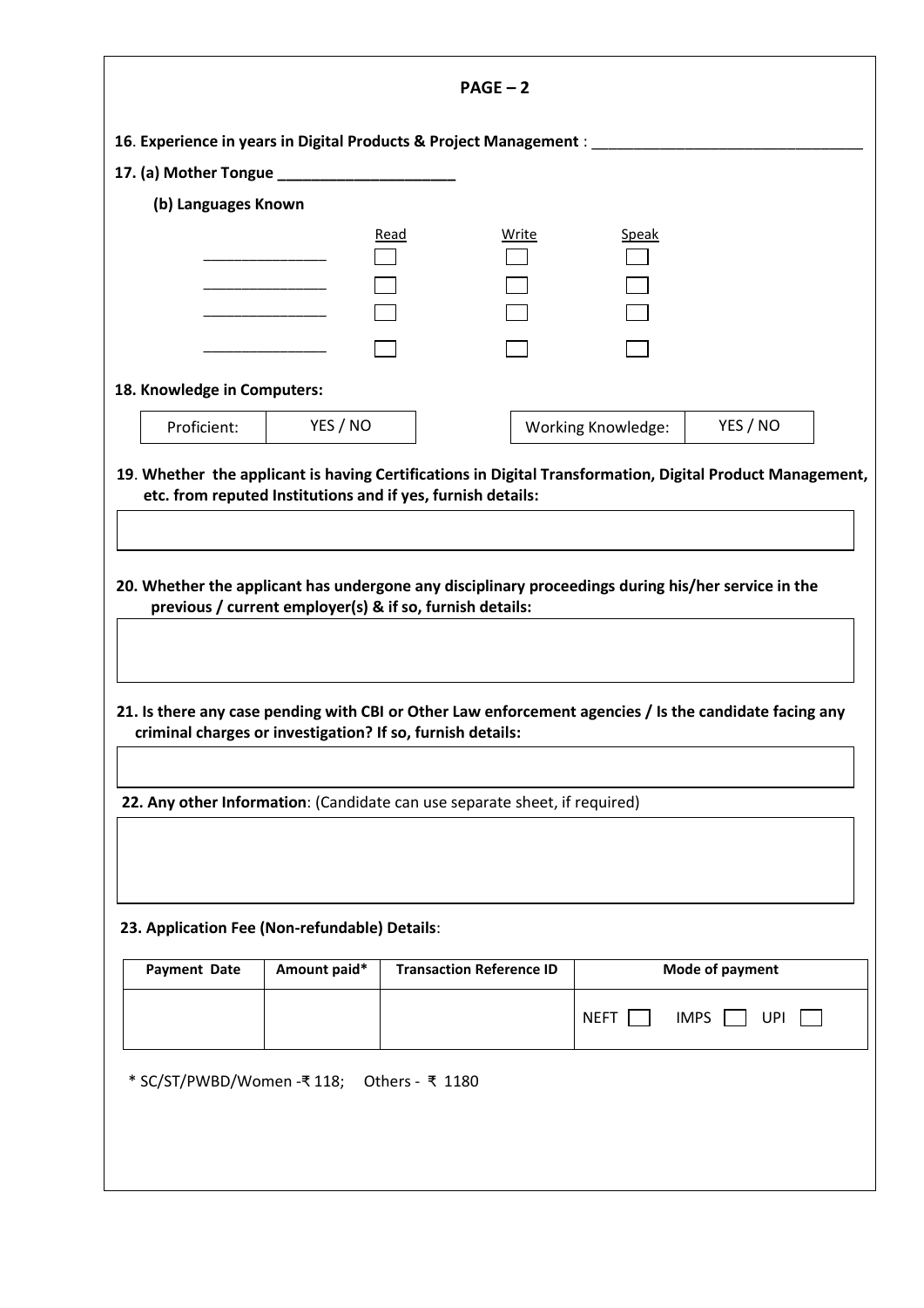## PAGE – 2

**16. Experience in years in Digital Products & Project Management** : ________________________________

**17. (a) Mother Tongue** ____________________

**(b) Languages Known**

| | Read | Write | Speak |
|---|---|---|---|
| _______________ | ☐ | ☐ | ☐ |
| _______________ | ☐ | ☐ | ☐ |
| _______________ | ☐ | ☐ | ☐ |
| _______________ | ☐ | ☐ | ☐ |

**18. Knowledge in Computers:**

| Proficient: | YES / NO | | Working Knowledge: | YES / NO |
|---|---|---|---|---|

**19. Whether the applicant is having Certifications in Digital Transformation, Digital Product Management, etc. from reputed Institutions and if yes, furnish details:**

**20. Whether the applicant has undergone any disciplinary proceedings during his/her service in the previous / current employer(s) & if so, furnish details:**

**21. Is there any case pending with CBI or Other Law enforcement agencies / Is the candidate facing any criminal charges or investigation? If so, furnish details:**

**22. Any other Information**: (Candidate can use separate sheet, if required)

**23. Application Fee (Non-refundable) Details**:

| Payment Date | Amount paid* | Transaction Reference ID | Mode of payment |
|---|---|---|---|
| | | | NEFT ☐ IMPS ☐ UPI ☐ |

* SC/ST/PWBD/Women -₹ 118; Others - ₹ 1180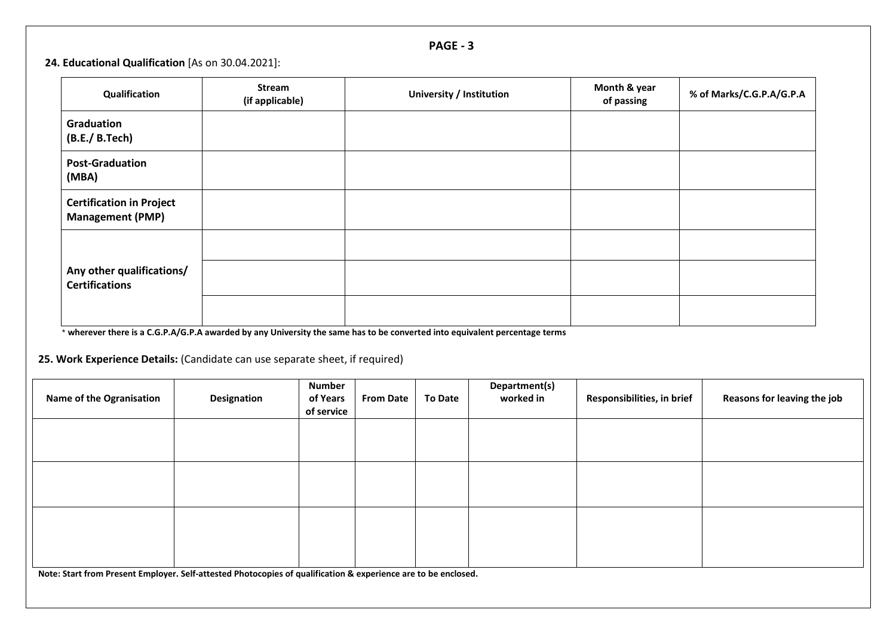**PAGE - 3**

**24. Educational Qualification** [As on 30.04.2021]:

| Qualification | Stream (if applicable) | University / Institution | Month & year of passing | % of Marks/C.G.P.A/G.P.A |
|---|---|---|---|---|
| **Graduation (B.E./ B.Tech)** | | | | |
| **Post-Graduation (MBA)** | | | | |
| **Certification in Project Management (PMP)** | | | | |
| **Any other qualifications/ Certifications** | | | | |
| | | | | |
| | | | | |

* **wherever there is a C.G.P.A/G.P.A awarded by any University the same has to be converted into equivalent percentage terms**

**25. Work Experience Details:** (Candidate can use separate sheet, if required)

| Name of the Ogranisation | Designation | Number of Years of service | From Date | To Date | Department(s) worked in | Responsibilities, in brief | Reasons for leaving the job |
|---|---|---|---|---|---|---|---|
| | | | | | | | |
| | | | | | | | |
| | | | | | | | |

**Note: Start from Present Employer. Self-attested Photocopies of qualification & experience are to be enclosed.**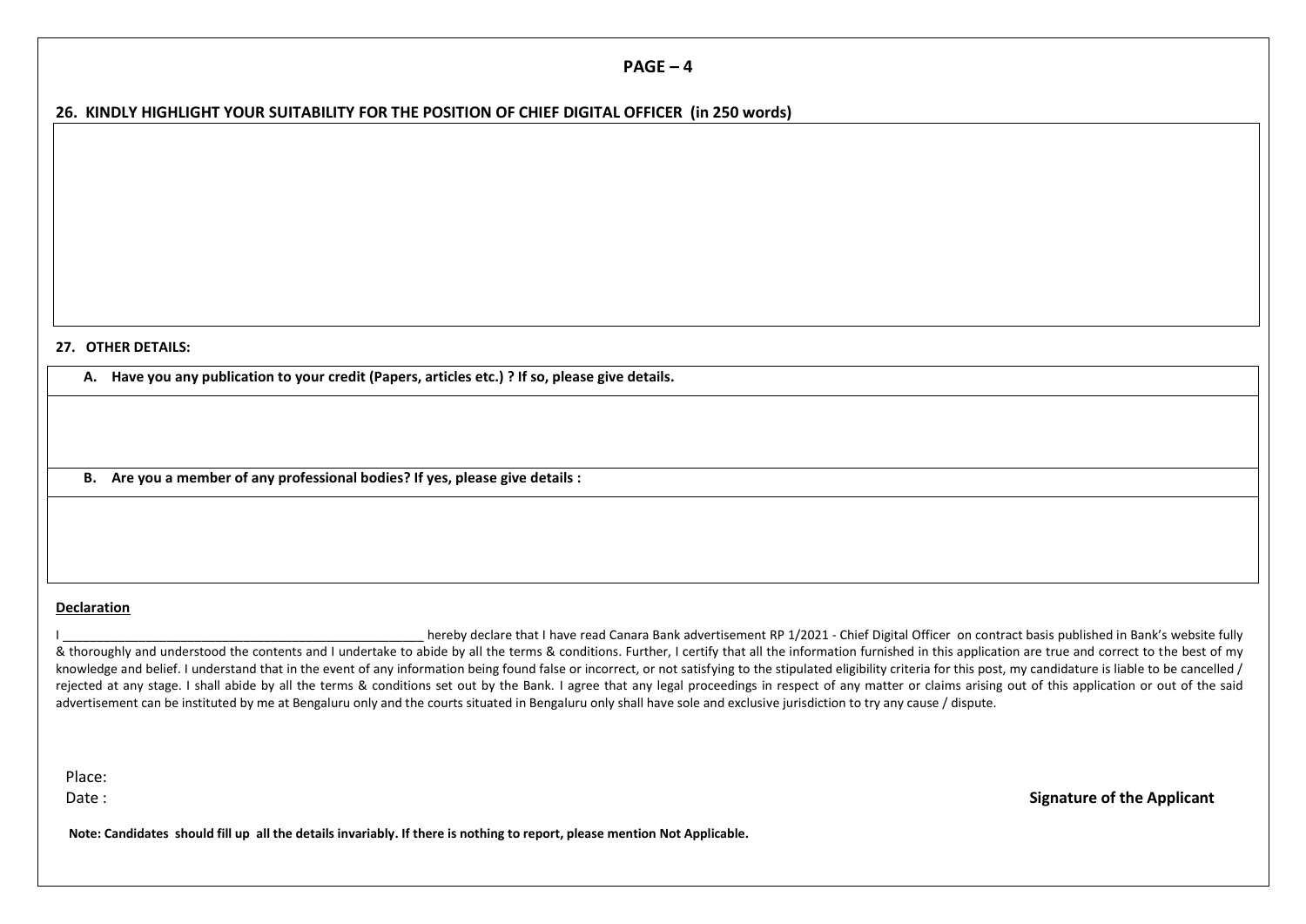**PAGE – 4**

**26. KINDLY HIGHLIGHT YOUR SUITABILITY FOR THE POSITION OF CHIEF DIGITAL OFFICER (in 250 words)**

**27. OTHER DETAILS:**

**A. Have you any publication to your credit (Papers, articles etc.) ? If so, please give details.**

**B. Are you a member of any professional bodies? If yes, please give details :**

**Declaration**

I \_\_\_\_\_\_\_\_\_\_\_\_\_\_\_\_\_\_\_\_\_\_\_\_\_\_\_\_\_\_\_\_\_\_\_\_\_\_\_\_\_\_\_\_\_\_\_\_\_\_\_ hereby declare that I have read Canara Bank advertisement RP 1/2021 - Chief Digital Officer on contract basis published in Bank's website fully & thoroughly and understood the contents and I undertake to abide by all the terms & conditions. Further, I certify that all the information furnished in this application are true and correct to the best of my knowledge and belief. I understand that in the event of any information being found false or incorrect, or not satisfying to the stipulated eligibility criteria for this post, my candidature is liable to be cancelled / rejected at any stage. I shall abide by all the terms & conditions set out by the Bank. I agree that any legal proceedings in respect of any matter or claims arising out of this application or out of the said advertisement can be instituted by me at Bengaluru only and the courts situated in Bengaluru only shall have sole and exclusive jurisdiction to try any cause / dispute.

Place:

Date :

**Signature of the Applicant**

**Note: Candidates should fill up all the details invariably. If there is nothing to report, please mention Not Applicable.**